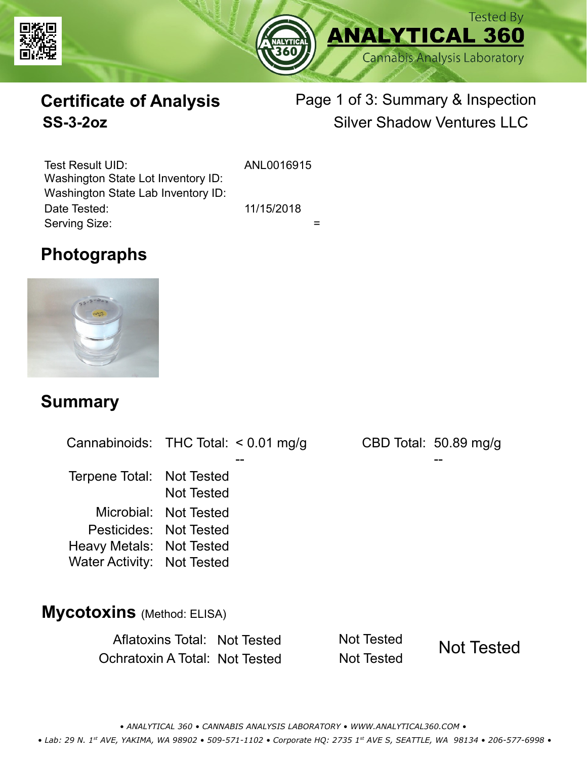Tested By **ANALYTICAL 360** Cannabis Analysis Laboratory

# Certificate of Analysis
## SS-3-2oz

Page 1 of 3: Summary & Inspection
Silver Shadow Ventures LLC

| | |
|---|---|
| Test Result UID: | ANL0016915 |
| Washington State Lot Inventory ID: | |
| Washington State Lab Inventory ID: | |
| Date Tested: | 11/15/2018 |
| Serving Size: | = |

## Photographs

## Summary

| | | | | |
|---|---|---|---|---|
| Cannabinoids: | THC Total: | < 0.01 mg/g | CBD Total: | 50.89 mg/g |
| | | -- | | -- |
| Terpene Total: | Not Tested | | | |
| | Not Tested | | | |
| Microbial: | Not Tested | | | |
| Pesticides: | Not Tested | | | |
| Heavy Metals: | Not Tested | | | |
| Water Activity: | Not Tested | | | |

## Mycotoxins (Method: ELISA)

| | | | |
|---|---|---|---|
| Aflatoxins Total: | Not Tested | Not Tested | Not Tested |
| Ochratoxin A Total: | Not Tested | Not Tested | |

• ANALYTICAL 360 • CANNABIS ANALYSIS LABORATORY • WWW.ANALYTICAL360.COM •

• Lab: 29 N. 1st AVE, YAKIMA, WA 98902 • 509-571-1102 • Corporate HQ: 2735 1st AVE S, SEATTLE, WA 98134 • 206-577-6998 •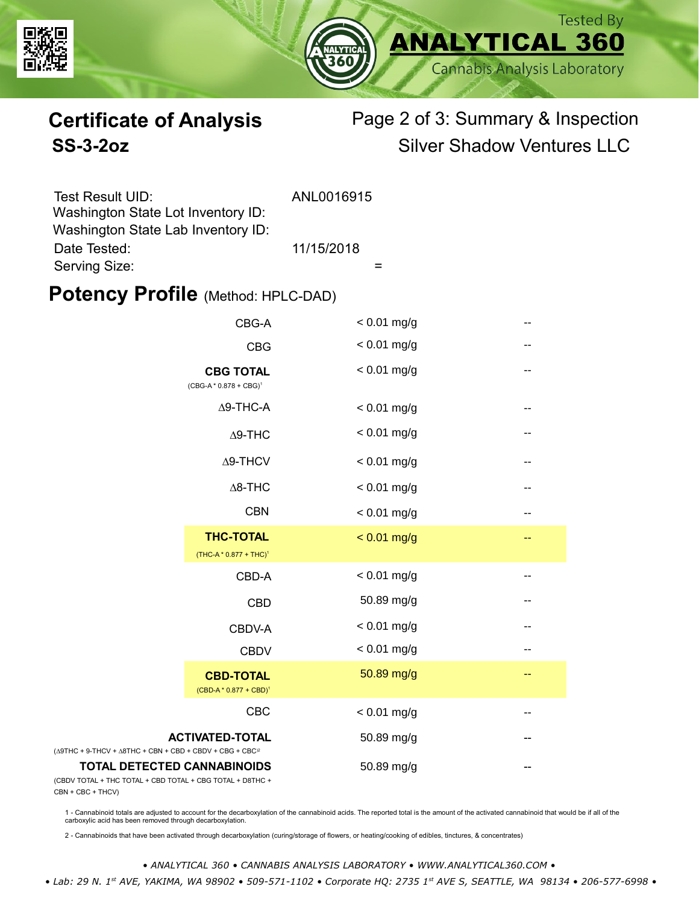Tested By
**ANALYTICAL 360**
Cannabis Analysis Laboratory

# Certificate of Analysis

## SS-3-2oz

Page 2 of 3: Summary & Inspection
Silver Shadow Ventures LLC

| | |
|---|---|
| Test Result UID: | ANL0016915 |
| Washington State Lot Inventory ID: | |
| Washington State Lab Inventory ID: | |
| Date Tested: | 11/15/2018 |
| Serving Size: | = |

## Potency Profile (Method: HPLC-DAD)

| Cannabinoid | mg/g | Per Serving |
|---|---|---|
| CBG-A | < 0.01 mg/g | -- |
| CBG | < 0.01 mg/g | -- |
| **CBG TOTAL** (CBG-A * 0.878 + CBG)[1] | < 0.01 mg/g | -- |
| Δ9-THC-A | < 0.01 mg/g | -- |
| Δ9-THC | < 0.01 mg/g | -- |
| Δ9-THCV | < 0.01 mg/g | -- |
| Δ8-THC | < 0.01 mg/g | -- |
| CBN | < 0.01 mg/g | -- |
| **THC-TOTAL** (THC-A * 0.877 + THC)[1] | < 0.01 mg/g | -- |
| CBD-A | < 0.01 mg/g | -- |
| CBD | 50.89 mg/g | -- |
| CBDV-A | < 0.01 mg/g | -- |
| CBDV | < 0.01 mg/g | -- |
| **CBD-TOTAL** (CBD-A * 0.877 + CBD)[1] | 50.89 mg/g | -- |
| CBC | < 0.01 mg/g | -- |
| **ACTIVATED-TOTAL** (Δ9THC + 9-THCV + Δ8THC + CBN + CBD + CBDV + CBG + CBC[2] | 50.89 mg/g | -- |
| **TOTAL DETECTED CANNABINOIDS** (CBDV TOTAL + THC TOTAL + CBD TOTAL + CBG TOTAL + D8THC + CBN + CBC + THCV) | 50.89 mg/g | -- |

1 - Cannabinoid totals are adjusted to account for the decarboxylation of the cannabinoid acids. The reported total is the amount of the activated cannabinoid that would be if all of the carboxylic acid has been removed through decarboxylation.

2 - Cannabinoids that have been activated through decarboxylation (curing/storage of flowers, or heating/cooking of edibles, tinctures, & concentrates)

*• ANALYTICAL 360 • CANNABIS ANALYSIS LABORATORY • WWW.ANALYTICAL360.COM •*

*• Lab: 29 N. 1st AVE, YAKIMA, WA 98902 • 509-571-1102 • Corporate HQ: 2735 1st AVE S, SEATTLE, WA 98134 • 206-577-6998 •*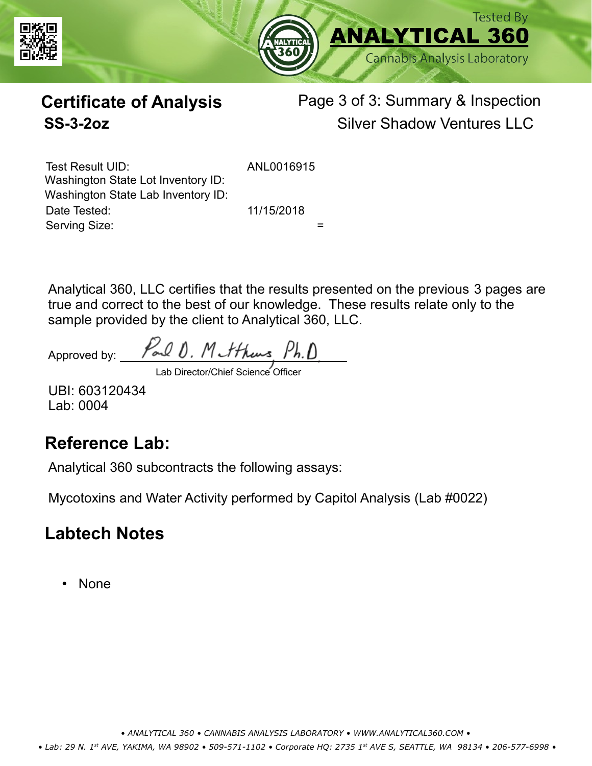Tested By
**ANALYTICAL 360**
Cannabis Analysis Laboratory

## Certificate of Analysis
## SS-3-2oz

Page 3 of 3: Summary & Inspection
Silver Shadow Ventures LLC

| | |
|---|---|
| Test Result UID: | ANL0016915 |
| Washington State Lot Inventory ID: | |
| Washington State Lab Inventory ID: | |
| Date Tested: | 11/15/2018 |
| Serving Size: | = |

Analytical 360, LLC certifies that the results presented on the previous 3 pages are true and correct to the best of our knowledge. These results relate only to the sample provided by the client to Analytical 360, LLC.

Approved by: Paul D. Matthews, Ph.D
Lab Director/Chief Science Officer

UBI: 603120434
Lab: 0004

## Reference Lab:

Analytical 360 subcontracts the following assays:

Mycotoxins and Water Activity performed by Capitol Analysis (Lab #0022)

## Labtech Notes

- None

• ANALYTICAL 360 • CANNABIS ANALYSIS LABORATORY • WWW.ANALYTICAL360.COM •
• Lab: 29 N. 1st AVE, YAKIMA, WA 98902 • 509-571-1102 • Corporate HQ: 2735 1st AVE S, SEATTLE, WA 98134 • 206-577-6998 •